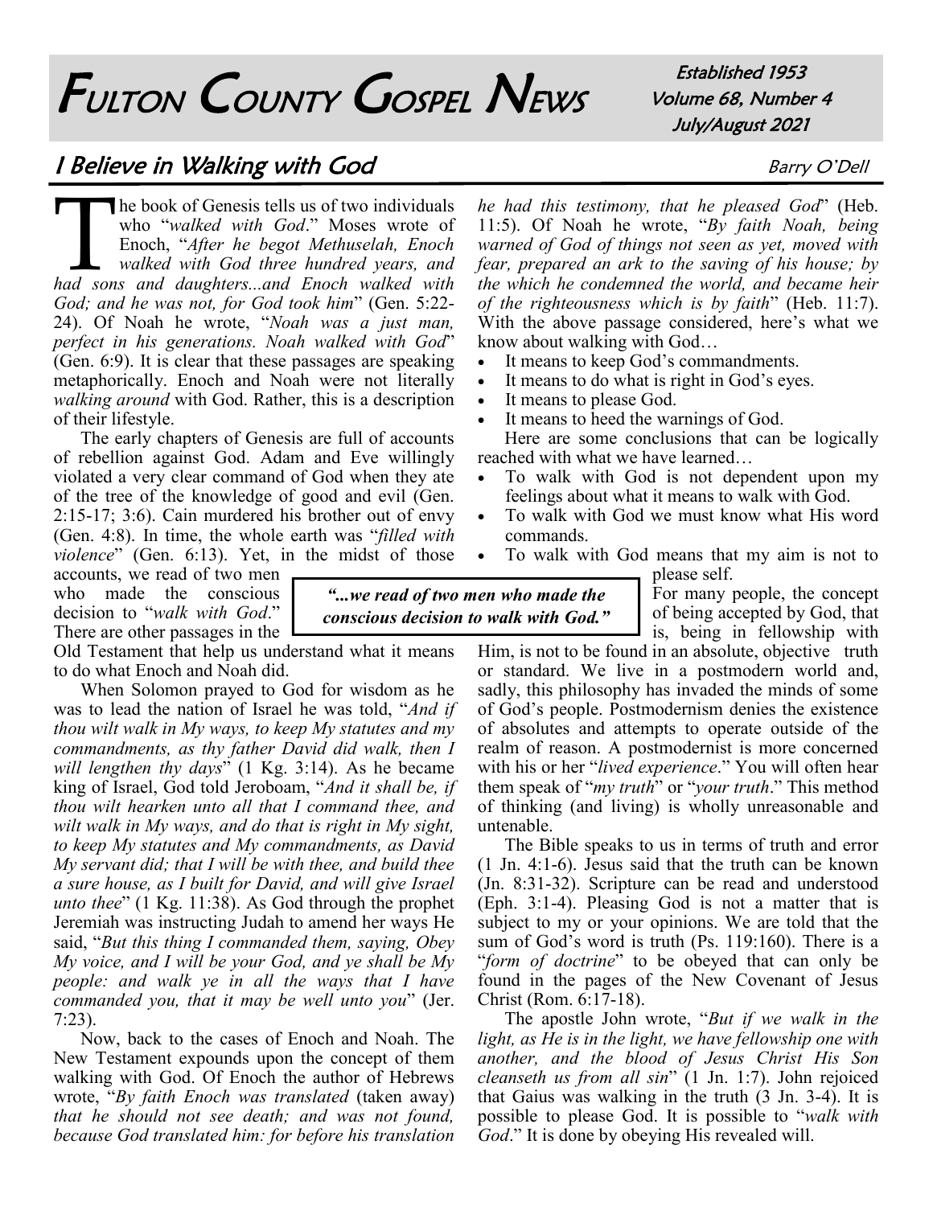# Fulton County Gospel News

Established 1953
Volume 68, Number 4
July/August 2021

## I Believe in Walking with God

Barry O'Dell

The book of Genesis tells us of two individuals who "*walked with God*." Moses wrote of Enoch, "*After he begot Methuselah, Enoch walked with God three hundred years, and had sons and daughters...and Enoch walked with God; and he was not, for God took him*" (Gen. 5:22-24). Of Noah he wrote, "*Noah was a just man, perfect in his generations. Noah walked with God*" (Gen. 6:9). It is clear that these passages are speaking metaphorically. Enoch and Noah were not literally *walking around* with God. Rather, this is a description of their lifestyle.

The early chapters of Genesis are full of accounts of rebellion against God. Adam and Eve willingly violated a very clear command of God when they ate of the tree of the knowledge of good and evil (Gen. 2:15-17; 3:6). Cain murdered his brother out of envy (Gen. 4:8). In time, the whole earth was "*filled with violence*" (Gen. 6:13). Yet, in the midst of those accounts, we read of two men who made the conscious decision to "*walk with God*." There are other passages in the Old Testament that help us understand what it means to do what Enoch and Noah did.

> *"...we read of two men who made the conscious decision to walk with God."*

When Solomon prayed to God for wisdom as he was to lead the nation of Israel he was told, "*And if thou wilt walk in My ways, to keep My statutes and my commandments, as thy father David did walk, then I will lengthen thy days*" (1 Kg. 3:14). As he became king of Israel, God told Jeroboam, "*And it shall be, if thou wilt hearken unto all that I command thee, and wilt walk in My ways, and do that is right in My sight, to keep My statutes and My commandments, as David My servant did; that I will be with thee, and build thee a sure house, as I built for David, and will give Israel unto thee*" (1 Kg. 11:38). As God through the prophet Jeremiah was instructing Judah to amend her ways He said, "*But this thing I commanded them, saying, Obey My voice, and I will be your God, and ye shall be My people: and walk ye in all the ways that I have commanded you, that it may be well unto you*" (Jer. 7:23).

Now, back to the cases of Enoch and Noah. The New Testament expounds upon the concept of them walking with God. Of Enoch the author of Hebrews wrote, "*By faith Enoch was translated* (taken away) *that he should not see death; and was not found, because God translated him: for before his translation he had this testimony, that he pleased God*" (Heb. 11:5). Of Noah he wrote, "*By faith Noah, being warned of God of things not seen as yet, moved with fear, prepared an ark to the saving of his house; by the which he condemned the world, and became heir of the righteousness which is by faith*" (Heb. 11:7). With the above passage considered, here's what we know about walking with God…

- It means to keep God's commandments.
- It means to do what is right in God's eyes.
- It means to please God.
- It means to heed the warnings of God.

Here are some conclusions that can be logically reached with what we have learned…

- To walk with God is not dependent upon my feelings about what it means to walk with God.
- To walk with God we must know what His word commands.
- To walk with God means that my aim is not to please self.

For many people, the concept of being accepted by God, that is, being in fellowship with Him, is not to be found in an absolute, objective truth or standard. We live in a postmodern world and, sadly, this philosophy has invaded the minds of some of God's people. Postmodernism denies the existence of absolutes and attempts to operate outside of the realm of reason. A postmodernist is more concerned with his or her "*lived experience*." You will often hear them speak of "*my truth*" or "*your truth*." This method of thinking (and living) is wholly unreasonable and untenable.

The Bible speaks to us in terms of truth and error (1 Jn. 4:1-6). Jesus said that the truth can be known (Jn. 8:31-32). Scripture can be read and understood (Eph. 3:1-4). Pleasing God is not a matter that is subject to my or your opinions. We are told that the sum of God's word is truth (Ps. 119:160). There is a "*form of doctrine*" to be obeyed that can only be found in the pages of the New Covenant of Jesus Christ (Rom. 6:17-18).

The apostle John wrote, "*But if we walk in the light, as He is in the light, we have fellowship one with another, and the blood of Jesus Christ His Son cleanseth us from all sin*" (1 Jn. 1:7). John rejoiced that Gaius was walking in the truth (3 Jn. 3-4). It is possible to please God. It is possible to "*walk with God*." It is done by obeying His revealed will.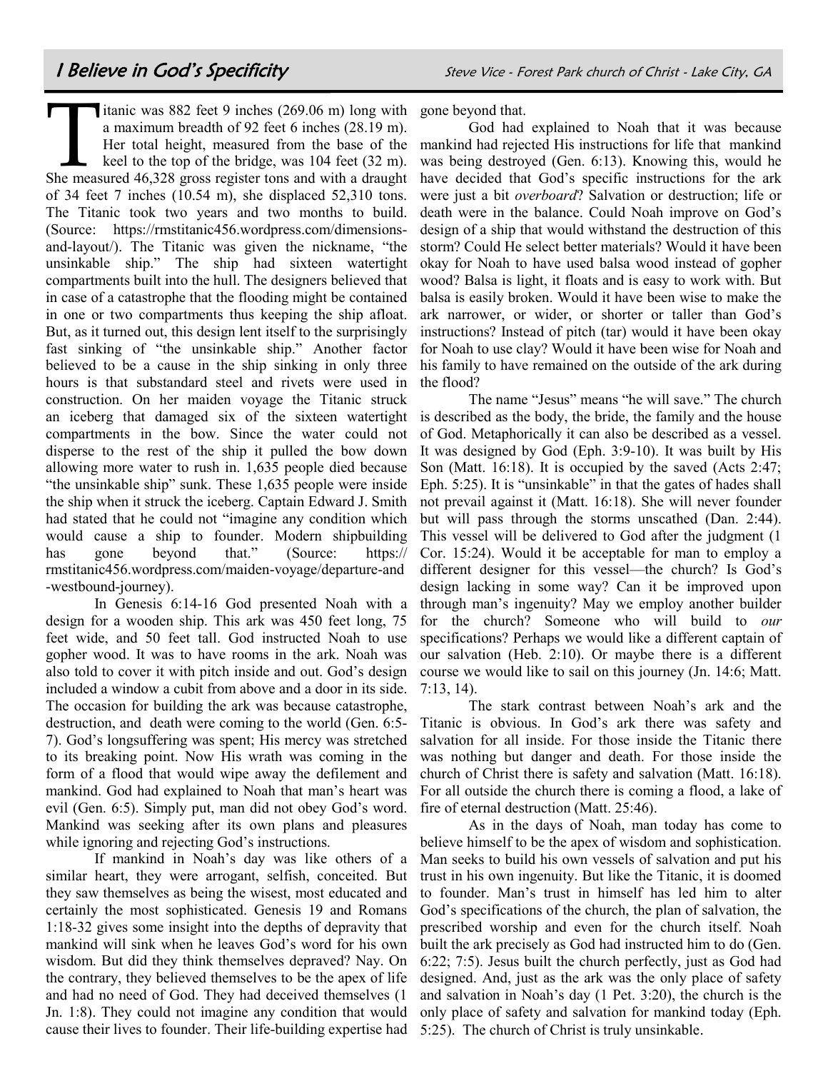# I Believe in God's Specificity

*Steve Vice - Forest Park church of Christ - Lake City, GA*

Titanic was 882 feet 9 inches (269.06 m) long with a maximum breadth of 92 feet 6 inches (28.19 m). Her total height, measured from the base of the keel to the top of the bridge, was 104 feet (32 m). She measured 46,328 gross register tons and with a draught of 34 feet 7 inches (10.54 m), she displaced 52,310 tons. The Titanic took two years and two months to build. (Source: https://rmstitanic456.wordpress.com/dimensions-and-layout/). The Titanic was given the nickname, "the unsinkable ship." The ship had sixteen watertight compartments built into the hull. The designers believed that in case of a catastrophe that the flooding might be contained in one or two compartments thus keeping the ship afloat. But, as it turned out, this design lent itself to the surprisingly fast sinking of "the unsinkable ship." Another factor believed to be a cause in the ship sinking in only three hours is that substandard steel and rivets were used in construction. On her maiden voyage the Titanic struck an iceberg that damaged six of the sixteen watertight compartments in the bow. Since the water could not disperse to the rest of the ship it pulled the bow down allowing more water to rush in. 1,635 people died because "the unsinkable ship" sunk. These 1,635 people were inside the ship when it struck the iceberg. Captain Edward J. Smith had stated that he could not "imagine any condition which would cause a ship to founder. Modern shipbuilding has gone beyond that." (Source: https://rmstitanic456.wordpress.com/maiden-voyage/departure-and-westbound-journey).

In Genesis 6:14-16 God presented Noah with a design for a wooden ship. This ark was 450 feet long, 75 feet wide, and 50 feet tall. God instructed Noah to use gopher wood. It was to have rooms in the ark. Noah was also told to cover it with pitch inside and out. God's design included a window a cubit from above and a door in its side. The occasion for building the ark was because catastrophe, destruction, and death were coming to the world (Gen. 6:5-7). God's longsuffering was spent; His mercy was stretched to its breaking point. Now His wrath was coming in the form of a flood that would wipe away the defilement and mankind. God had explained to Noah that man's heart was evil (Gen. 6:5). Simply put, man did not obey God's word. Mankind was seeking after its own plans and pleasures while ignoring and rejecting God's instructions.

If mankind in Noah's day was like others of a similar heart, they were arrogant, selfish, conceited. But they saw themselves as being the wisest, most educated and certainly the most sophisticated. Genesis 19 and Romans 1:18-32 gives some insight into the depths of depravity that mankind will sink when he leaves God's word for his own wisdom. But did they think themselves depraved? Nay. On the contrary, they believed themselves to be the apex of life and had no need of God. They had deceived themselves (1 Jn. 1:8). They could not imagine any condition that would cause their lives to founder. Their life-building expertise had gone beyond that.

God had explained to Noah that it was because mankind had rejected His instructions for life that mankind was being destroyed (Gen. 6:13). Knowing this, would he have decided that God's specific instructions for the ark were just a bit *overboard*? Salvation or destruction; life or death were in the balance. Could Noah improve on God's design of a ship that would withstand the destruction of this storm? Could He select better materials? Would it have been okay for Noah to have used balsa wood instead of gopher wood? Balsa is light, it floats and is easy to work with. But balsa is easily broken. Would it have been wise to make the ark narrower, or wider, or shorter or taller than God's instructions? Instead of pitch (tar) would it have been okay for Noah to use clay? Would it have been wise for Noah and his family to have remained on the outside of the ark during the flood?

The name "Jesus" means "he will save." The church is described as the body, the bride, the family and the house of God. Metaphorically it can also be described as a vessel. It was designed by God (Eph. 3:9-10). It was built by His Son (Matt. 16:18). It is occupied by the saved (Acts 2:47; Eph. 5:25). It is "unsinkable" in that the gates of hades shall not prevail against it (Matt. 16:18). She will never founder but will pass through the storms unscathed (Dan. 2:44). This vessel will be delivered to God after the judgment (1 Cor. 15:24). Would it be acceptable for man to employ a different designer for this vessel—the church? Is God's design lacking in some way? Can it be improved upon through man's ingenuity? May we employ another builder for the church? Someone who will build to *our* specifications? Perhaps we would like a different captain of our salvation (Heb. 2:10). Or maybe there is a different course we would like to sail on this journey (Jn. 14:6; Matt. 7:13, 14).

The stark contrast between Noah's ark and the Titanic is obvious. In God's ark there was safety and salvation for all inside. For those inside the Titanic there was nothing but danger and death. For those inside the church of Christ there is safety and salvation (Matt. 16:18). For all outside the church there is coming a flood, a lake of fire of eternal destruction (Matt. 25:46).

As in the days of Noah, man today has come to believe himself to be the apex of wisdom and sophistication. Man seeks to build his own vessels of salvation and put his trust in his own ingenuity. But like the Titanic, it is doomed to founder. Man's trust in himself has led him to alter God's specifications of the church, the plan of salvation, the prescribed worship and even for the church itself. Noah built the ark precisely as God had instructed him to do (Gen. 6:22; 7:5). Jesus built the church perfectly, just as God had designed. And, just as the ark was the only place of safety and salvation in Noah's day (1 Pet. 3:20), the church is the only place of safety and salvation for mankind today (Eph. 5:25). The church of Christ is truly unsinkable.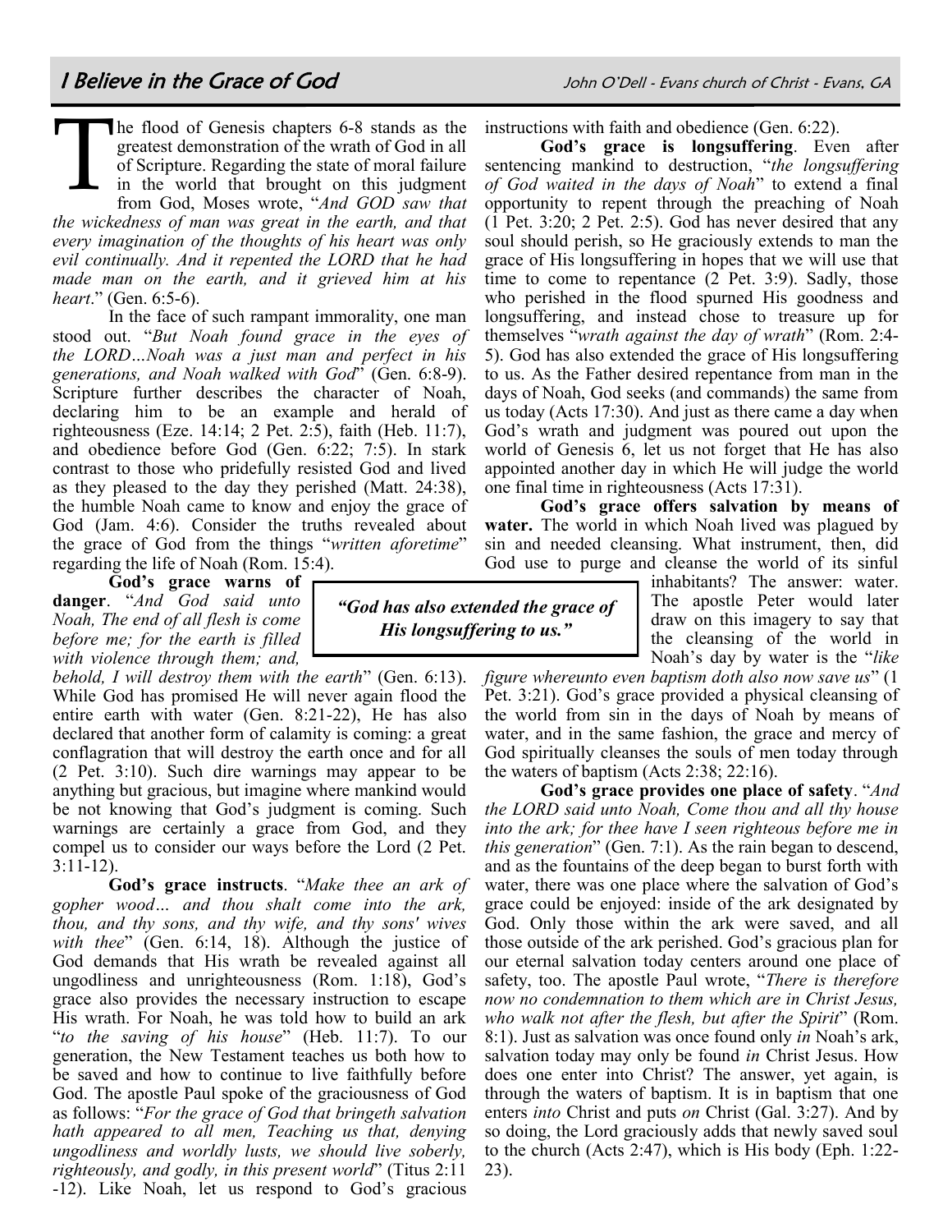# I Believe in the Grace of God

John O'Dell - Evans church of Christ - Evans, GA

The flood of Genesis chapters 6-8 stands as the greatest demonstration of the wrath of God in all of Scripture. Regarding the state of moral failure in the world that brought on this judgment from God, Moses wrote, "*And GOD saw that the wickedness of man was great in the earth, and that every imagination of the thoughts of his heart was only evil continually. And it repented the LORD that he had made man on the earth, and it grieved him at his heart*." (Gen. 6:5-6).

In the face of such rampant immorality, one man stood out. "*But Noah found grace in the eyes of the LORD…Noah was a just man and perfect in his generations, and Noah walked with God*" (Gen. 6:8-9). Scripture further describes the character of Noah, declaring him to be an example and herald of righteousness (Eze. 14:14; 2 Pet. 2:5), faith (Heb. 11:7), and obedience before God (Gen. 6:22; 7:5). In stark contrast to those who pridefully resisted God and lived as they pleased to the day they perished (Matt. 24:38), the humble Noah came to know and enjoy the grace of God (Jam. 4:6). Consider the truths revealed about the grace of God from the things "*written aforetime*" regarding the life of Noah (Rom. 15:4).

**God's grace warns of danger**. "*And God said unto Noah, The end of all flesh is come before me; for the earth is filled with violence through them; and, behold, I will destroy them with the earth*" (Gen. 6:13). While God has promised He will never again flood the entire earth with water (Gen. 8:21-22), He has also declared that another form of calamity is coming: a great conflagration that will destroy the earth once and for all (2 Pet. 3:10). Such dire warnings may appear to be anything but gracious, but imagine where mankind would be not knowing that God's judgment is coming. Such warnings are certainly a grace from God, and they compel us to consider our ways before the Lord (2 Pet. 3:11-12).

**God's grace instructs**. "*Make thee an ark of gopher wood… and thou shalt come into the ark, thou, and thy sons, and thy wife, and thy sons' wives with thee*" (Gen. 6:14, 18). Although the justice of God demands that His wrath be revealed against all ungodliness and unrighteousness (Rom. 1:18), God's grace also provides the necessary instruction to escape His wrath. For Noah, he was told how to build an ark "*to the saving of his house*" (Heb. 11:7). To our generation, the New Testament teaches us both how to be saved and how to continue to live faithfully before God. The apostle Paul spoke of the graciousness of God as follows: "*For the grace of God that bringeth salvation hath appeared to all men, Teaching us that, denying ungodliness and worldly lusts, we should live soberly, righteously, and godly, in this present world*" (Titus 2:11-12). Like Noah, let us respond to God's gracious instructions with faith and obedience (Gen. 6:22).

**God's grace is longsuffering**. Even after sentencing mankind to destruction, "*the longsuffering of God waited in the days of Noah*" to extend a final opportunity to repent through the preaching of Noah (1 Pet. 3:20; 2 Pet. 2:5). God has never desired that any soul should perish, so He graciously extends to man the grace of His longsuffering in hopes that we will use that time to come to repentance (2 Pet. 3:9). Sadly, those who perished in the flood spurned His goodness and longsuffering, and instead chose to treasure up for themselves "*wrath against the day of wrath*" (Rom. 2:4-5). God has also extended the grace of His longsuffering to us. As the Father desired repentance from man in the days of Noah, God seeks (and commands) the same from us today (Acts 17:30). And just as there came a day when God's wrath and judgment was poured out upon the world of Genesis 6, let us not forget that He has also appointed another day in which He will judge the world one final time in righteousness (Acts 17:31).

> ***"God has also extended the grace of His longsuffering to us."***

**God's grace offers salvation by means of water.** The world in which Noah lived was plagued by sin and needed cleansing. What instrument, then, did God use to purge and cleanse the world of its sinful inhabitants? The answer: water. The apostle Peter would later draw on this imagery to say that the cleansing of the world in Noah's day by water is the "*like figure whereunto even baptism doth also now save us*" (1 Pet. 3:21). God's grace provided a physical cleansing of the world from sin in the days of Noah by means of water, and in the same fashion, the grace and mercy of God spiritually cleanses the souls of men today through the waters of baptism (Acts 2:38; 22:16).

**God's grace provides one place of safety**. "*And the LORD said unto Noah, Come thou and all thy house into the ark; for thee have I seen righteous before me in this generation*" (Gen. 7:1). As the rain began to descend, and as the fountains of the deep began to burst forth with water, there was one place where the salvation of God's grace could be enjoyed: inside of the ark designated by God. Only those within the ark were saved, and all those outside of the ark perished. God's gracious plan for our eternal salvation today centers around one place of safety, too. The apostle Paul wrote, "*There is therefore now no condemnation to them which are in Christ Jesus, who walk not after the flesh, but after the Spirit*" (Rom. 8:1). Just as salvation was once found only *in* Noah's ark, salvation today may only be found *in* Christ Jesus. How does one enter into Christ? The answer, yet again, is through the waters of baptism. It is in baptism that one enters *into* Christ and puts *on* Christ (Gal. 3:27). And by so doing, the Lord graciously adds that newly saved soul to the church (Acts 2:47), which is His body (Eph. 1:22-23).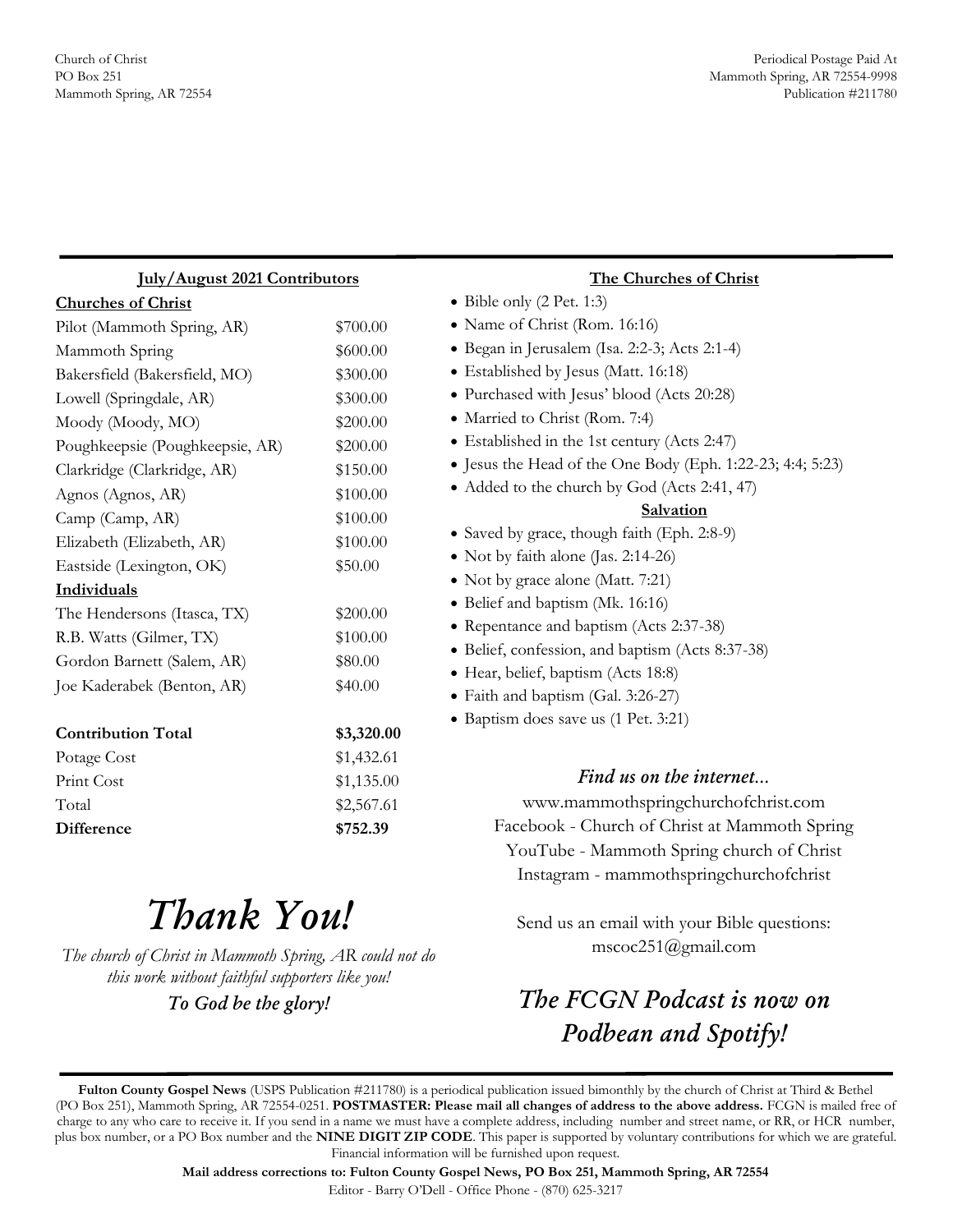Church of Christ
PO Box 251
Mammoth Spring, AR 72554

Periodical Postage Paid At
Mammoth Spring, AR 72554-9998
Publication #211780

**July/August 2021 Contributors**

| | |
|---|---|
| **Churches of Christ** | |
| Pilot (Mammoth Spring, AR) | $700.00 |
| Mammoth Spring | $600.00 |
| Bakersfield (Bakersfield, MO) | $300.00 |
| Lowell (Springdale, AR) | $300.00 |
| Moody (Moody, MO) | $200.00 |
| Poughkeepsie (Poughkeepsie, AR) | $200.00 |
| Clarkridge (Clarkridge, AR) | $150.00 |
| Agnos (Agnos, AR) | $100.00 |
| Camp (Camp, AR) | $100.00 |
| Elizabeth (Elizabeth, AR) | $100.00 |
| Eastside (Lexington, OK) | $50.00 |
| **Individuals** | |
| The Hendersons (Itasca, TX) | $200.00 |
| R.B. Watts (Gilmer, TX) | $100.00 |
| Gordon Barnett (Salem, AR) | $80.00 |
| Joe Kaderabek (Benton, AR) | $40.00 |
| **Contribution Total** | **$3,320.00** |
| Potage Cost | $1,432.61 |
| Print Cost | $1,135.00 |
| Total | $2,567.61 |
| **Difference** | **$752.39** |

# *Thank You!*

*The church of Christ in Mammoth Spring, AR could not do this work without faithful supporters like you!*

*To God be the glory!*

**The Churches of Christ**

- Bible only (2 Pet. 1:3)
- Name of Christ (Rom. 16:16)
- Began in Jerusalem (Isa. 2:2-3; Acts 2:1-4)
- Established by Jesus (Matt. 16:18)
- Purchased with Jesus' blood (Acts 20:28)
- Married to Christ (Rom. 7:4)
- Established in the 1st century (Acts 2:47)
- Jesus the Head of the One Body (Eph. 1:22-23; 4:4; 5:23)
- Added to the church by God (Acts 2:41, 47)

**Salvation**

- Saved by grace, though faith (Eph. 2:8-9)
- Not by faith alone (Jas. 2:14-26)
- Not by grace alone (Matt. 7:21)
- Belief and baptism (Mk. 16:16)
- Repentance and baptism (Acts 2:37-38)
- Belief, confession, and baptism (Acts 8:37-38)
- Hear, belief, baptism (Acts 18:8)
- Faith and baptism (Gal. 3:26-27)
- Baptism does save us (1 Pet. 3:21)

*Find us on the internet...*

www.mammothspringchurchofchrist.com
Facebook - Church of Christ at Mammoth Spring
YouTube - Mammoth Spring church of Christ
Instagram - mammothspringchurchofchrist

Send us an email with your Bible questions:
mscoc251@gmail.com

## *The FCGN Podcast is now on Podbean and Spotify!*

**Fulton County Gospel News** (USPS Publication #211780) is a periodical publication issued bimonthly by the church of Christ at Third & Bethel (PO Box 251), Mammoth Spring, AR 72554-0251. **POSTMASTER: Please mail all changes of address to the above address.** FCGN is mailed free of charge to any who care to receive it. If you send in a name we must have a complete address, including number and street name, or RR, or HCR number, plus box number, or a PO Box number and the **NINE DIGIT ZIP CODE**. This paper is supported by voluntary contributions for which we are grateful. Financial information will be furnished upon request.

**Mail address corrections to: Fulton County Gospel News, PO Box 251, Mammoth Spring, AR 72554**

Editor - Barry O'Dell - Office Phone - (870) 625-3217